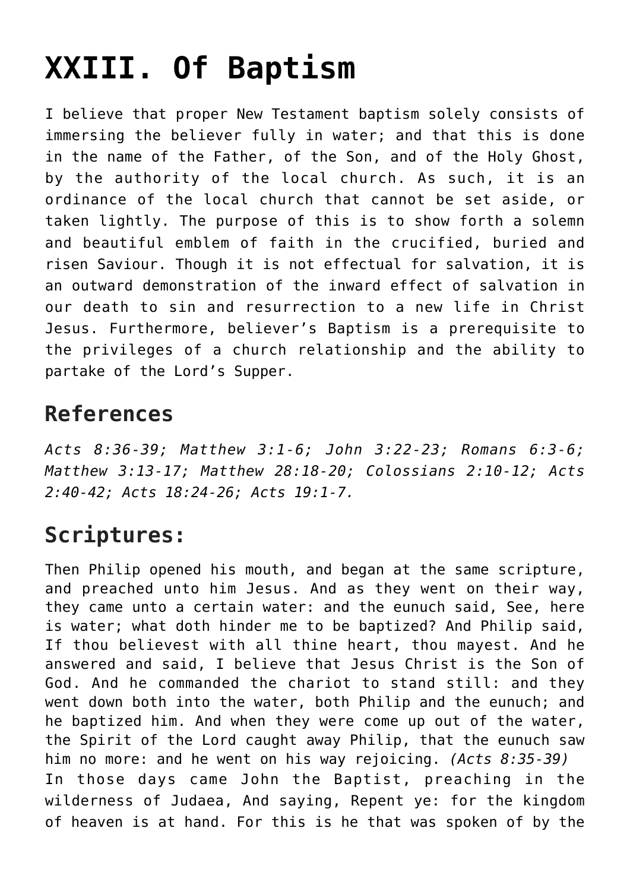# XXIII. Of Baptism

I believe that proper New Testament baptism solely consists of immersing the believer fully in water; and that this is done in the name of the Father, of the Son, and of the Holy Ghost, by the authority of the local church. As such, it is an ordinance of the local church that cannot be set aside, or taken lightly. The purpose of this is to show forth a solemn and beautiful emblem of faith in the crucified, buried and risen Saviour. Though it is not effectual for salvation, it is an outward demonstration of the inward effect of salvation in our death to sin and resurrection to a new life in Christ Jesus. Furthermore, believer's Baptism is a prerequisite to the privileges of a church relationship and the ability to partake of the Lord's Supper.

## References

*Acts 8:36-39; Matthew 3:1-6; John 3:22-23; Romans 6:3-6; Matthew 3:13-17; Matthew 28:18-20; Colossians 2:10-12; Acts 2:40-42; Acts 18:24-26; Acts 19:1-7.*

## Scriptures:

Then Philip opened his mouth, and began at the same scripture, and preached unto him Jesus. And as they went on their way, they came unto a certain water: and the eunuch said, See, here is water; what doth hinder me to be baptized? And Philip said, If thou believest with all thine heart, thou mayest. And he answered and said, I believe that Jesus Christ is the Son of God. And he commanded the chariot to stand still: and they went down both into the water, both Philip and the eunuch; and he baptized him. And when they were come up out of the water, the Spirit of the Lord caught away Philip, that the eunuch saw him no more: and he went on his way rejoicing. *(Acts 8:35-39)*

In those days came John the Baptist, preaching in the wilderness of Judaea, And saying, Repent ye: for the kingdom of heaven is at hand. For this is he that was spoken of by the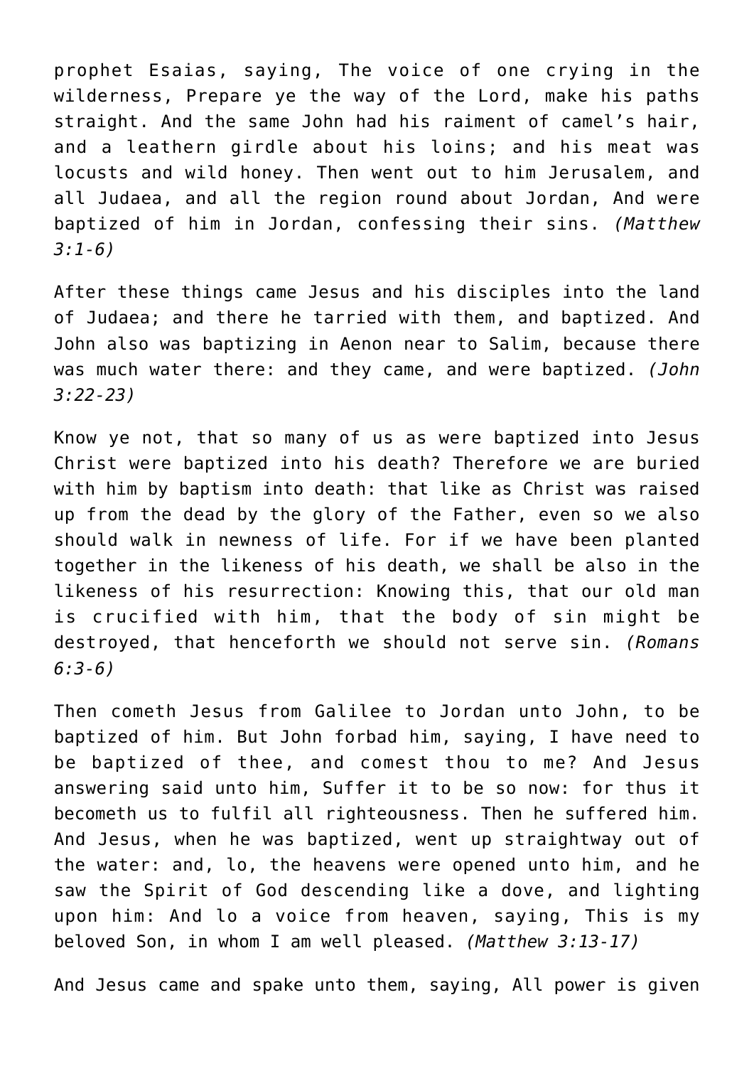prophet Esaias, saying, The voice of one crying in the wilderness, Prepare ye the way of the Lord, make his paths straight. And the same John had his raiment of camel's hair, and a leathern girdle about his loins; and his meat was locusts and wild honey. Then went out to him Jerusalem, and all Judaea, and all the region round about Jordan, And were baptized of him in Jordan, confessing their sins. *(Matthew 3:1-6)*

After these things came Jesus and his disciples into the land of Judaea; and there he tarried with them, and baptized. And John also was baptizing in Aenon near to Salim, because there was much water there: and they came, and were baptized. *(John 3:22-23)*

Know ye not, that so many of us as were baptized into Jesus Christ were baptized into his death? Therefore we are buried with him by baptism into death: that like as Christ was raised up from the dead by the glory of the Father, even so we also should walk in newness of life. For if we have been planted together in the likeness of his death, we shall be also in the likeness of his resurrection: Knowing this, that our old man is crucified with him, that the body of sin might be destroyed, that henceforth we should not serve sin. *(Romans 6:3-6)*

Then cometh Jesus from Galilee to Jordan unto John, to be baptized of him. But John forbad him, saying, I have need to be baptized of thee, and comest thou to me? And Jesus answering said unto him, Suffer it to be so now: for thus it becometh us to fulfil all righteousness. Then he suffered him. And Jesus, when he was baptized, went up straightway out of the water: and, lo, the heavens were opened unto him, and he saw the Spirit of God descending like a dove, and lighting upon him: And lo a voice from heaven, saying, This is my beloved Son, in whom I am well pleased. *(Matthew 3:13-17)*

And Jesus came and spake unto them, saying, All power is given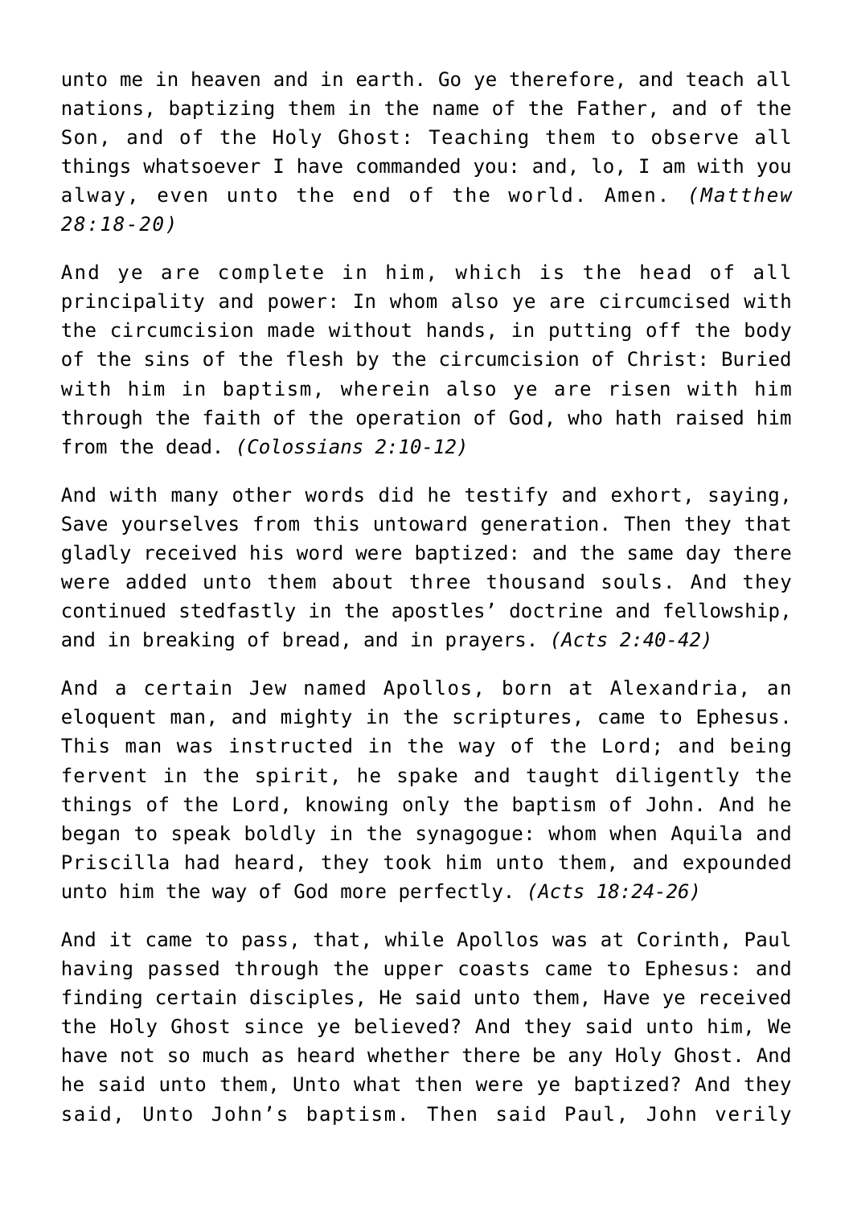unto me in heaven and in earth. Go ye therefore, and teach all nations, baptizing them in the name of the Father, and of the Son, and of the Holy Ghost: Teaching them to observe all things whatsoever I have commanded you: and, lo, I am with you alway, even unto the end of the world. Amen. *(Matthew 28:18-20)*

And ye are complete in him, which is the head of all principality and power: In whom also ye are circumcised with the circumcision made without hands, in putting off the body of the sins of the flesh by the circumcision of Christ: Buried with him in baptism, wherein also ye are risen with him through the faith of the operation of God, who hath raised him from the dead. *(Colossians 2:10-12)*

And with many other words did he testify and exhort, saying, Save yourselves from this untoward generation. Then they that gladly received his word were baptized: and the same day there were added unto them about three thousand souls. And they continued stedfastly in the apostles' doctrine and fellowship, and in breaking of bread, and in prayers. *(Acts 2:40-42)*

And a certain Jew named Apollos, born at Alexandria, an eloquent man, and mighty in the scriptures, came to Ephesus. This man was instructed in the way of the Lord; and being fervent in the spirit, he spake and taught diligently the things of the Lord, knowing only the baptism of John. And he began to speak boldly in the synagogue: whom when Aquila and Priscilla had heard, they took him unto them, and expounded unto him the way of God more perfectly. *(Acts 18:24-26)*

And it came to pass, that, while Apollos was at Corinth, Paul having passed through the upper coasts came to Ephesus: and finding certain disciples, He said unto them, Have ye received the Holy Ghost since ye believed? And they said unto him, We have not so much as heard whether there be any Holy Ghost. And he said unto them, Unto what then were ye baptized? And they said, Unto John's baptism. Then said Paul, John verily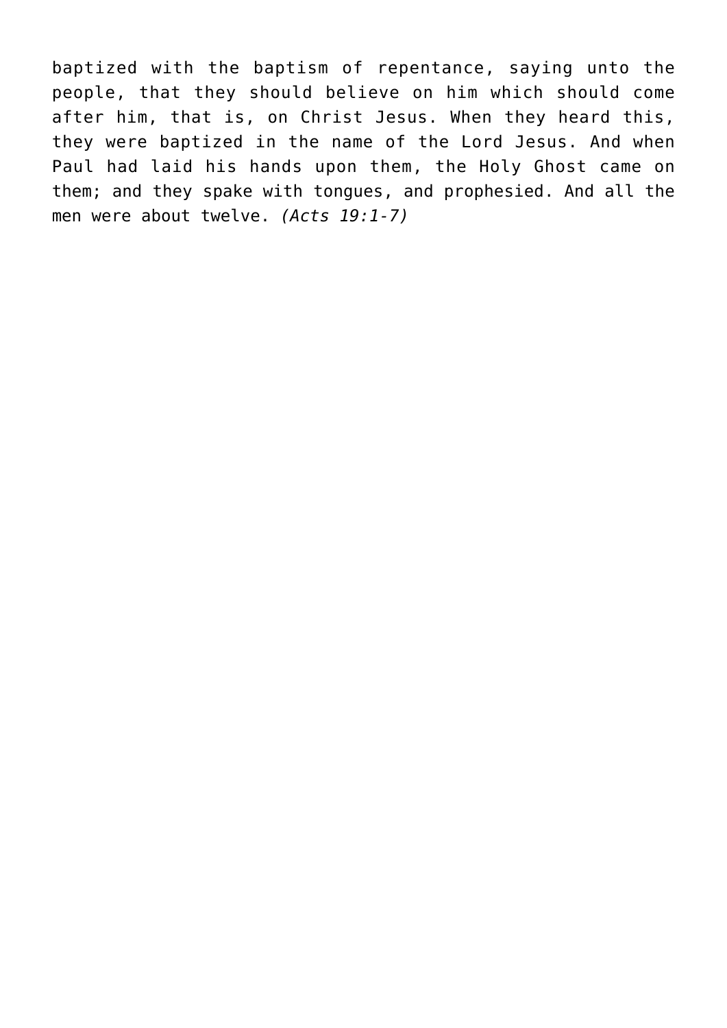baptized with the baptism of repentance, saying unto the people, that they should believe on him which should come after him, that is, on Christ Jesus. When they heard this, they were baptized in the name of the Lord Jesus. And when Paul had laid his hands upon them, the Holy Ghost came on them; and they spake with tongues, and prophesied. And all the men were about twelve. *(Acts 19:1-7)*